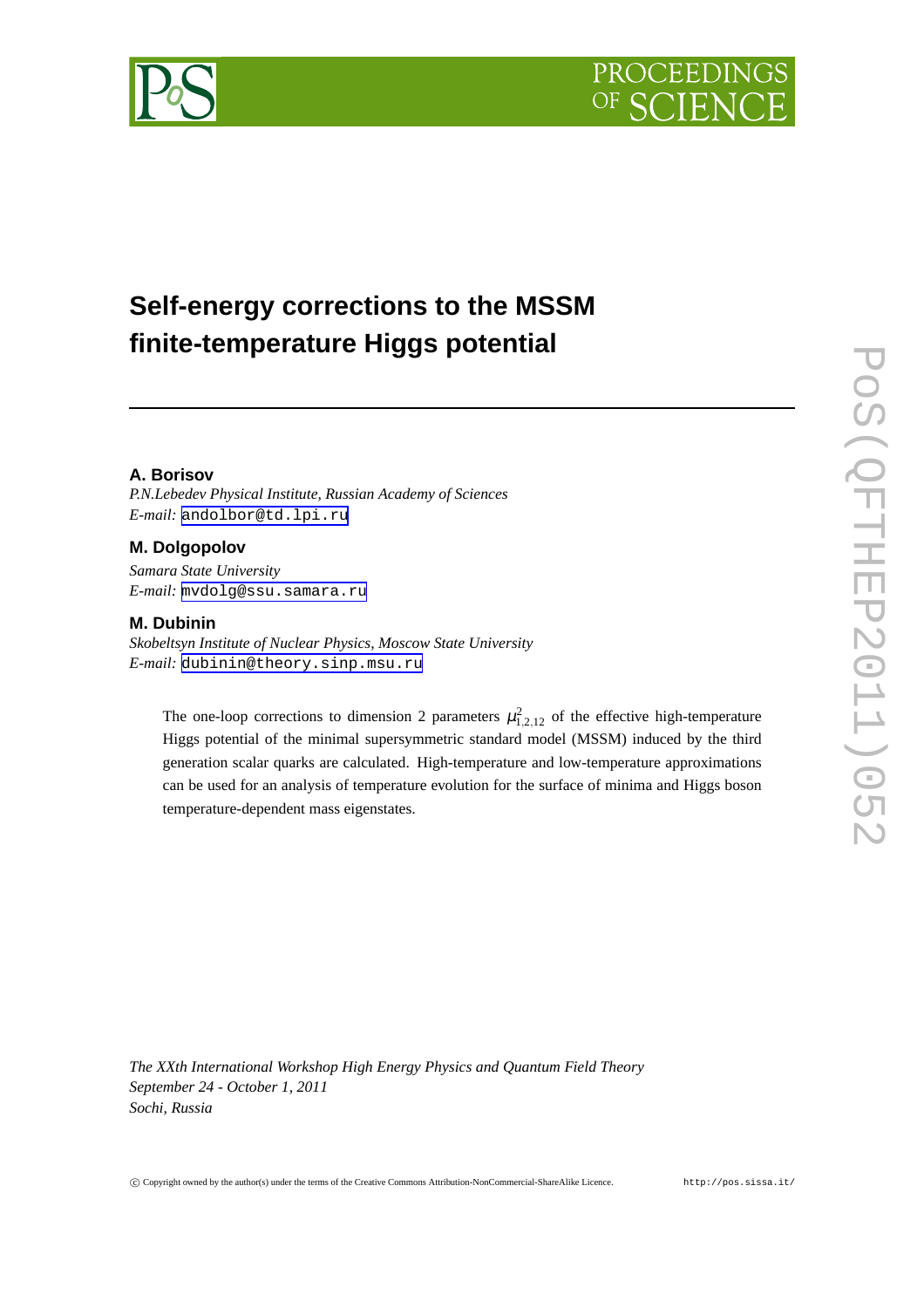# Self-energy corrections to the MSSM finite-temperature Higgs potential

**A. Borisov**

*P.N.Lebedev Physical Institute, Russian Academy of Sciences*
*E-mail:* andolbor@td.lpi.ru

**M. Dolgopolov**

*Samara State University*
*E-mail:* mvdolg@ssu.samara.ru

**M. Dubinin**

*Skobeltsyn Institute of Nuclear Physics, Moscow State University*
*E-mail:* dubinin@theory.sinp.msu.ru

The one-loop corrections to dimension 2 parameters $\mu^2_{1,2,12}$ of the effective high-temperature Higgs potential of the minimal supersymmetric standard model (MSSM) induced by the third generation scalar quarks are calculated. High-temperature and low-temperature approximations can be used for an analysis of temperature evolution for the surface of minima and Higgs boson temperature-dependent mass eigenstates.

*The XXth International Workshop High Energy Physics and Quantum Field Theory*
*September 24 - October 1, 2011*
*Sochi, Russia*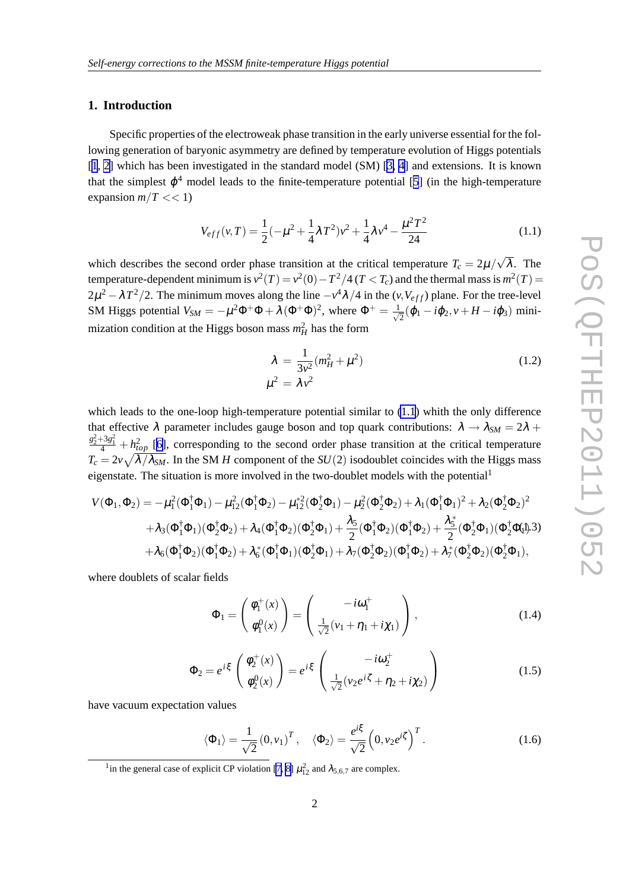## 1. Introduction

Specific properties of the electroweak phase transition in the early universe essential for the following generation of baryonic asymmetry are defined by temperature evolution of Higgs potentials [1, 2] which has been investigated in the standard model (SM) [3, 4] and extensions. It is known that the simplest $\phi^4$ model leads to the finite-temperature potential [5] (in the high-temperature expansion $m/T << 1$)

$$V_{eff}(v,T) = \frac{1}{2}(-\mu^2 + \frac{1}{4}\lambda T^2)v^2 + \frac{1}{4}\lambda v^4 - \frac{\mu^2 T^2}{24} \tag{1.1}$$

which describes the second order phase transition at the critical temperature $T_c = 2\mu/\sqrt{\lambda}$. The temperature-dependent minimum is $v^2(T) = v^2(0) - T^2/4$ ($T < T_c$) and the thermal mass is $m^2(T) = 2\mu^2 - \lambda T^2/2$. The minimum moves along the line $-v^4\lambda/4$ in the $(v, V_{eff})$ plane. For the tree-level SM Higgs potential $V_{SM} = -\mu^2\Phi^+\Phi + \lambda(\Phi^+\Phi)^2$, where $\Phi^+ = \frac{1}{\sqrt{2}}(\phi_1 - i\phi_2, v + H - i\phi_3)$ minimization condition at the Higgs boson mass $m_H^2$ has the form

$$\begin{aligned} \lambda &= \frac{1}{3v^2}(m_H^2 + \mu^2) \\ \mu^2 &= \lambda v^2 \end{aligned} \tag{1.2}$$

which leads to the one-loop high-temperature potential similar to (1.1) whith the only difference that effective $\lambda$ parameter includes gauge boson and top quark contributions: $\lambda \rightarrow \lambda_{SM} = 2\lambda + \frac{g_2^2+3g_1^2}{4} + h_{top}^2$ [6], corresponding to the second order phase transition at the critical temperature $T_c = 2v\sqrt{\lambda/\lambda_{SM}}$. In the SM $H$ component of the $SU(2)$ isodoublet coincides with the Higgs mass eigenstate. The situation is more involved in the two-doublet models with the potential[1]

$$\begin{aligned} V(\Phi_1,\Phi_2) = &-\mu_1^2(\Phi_1^\dagger\Phi_1) - \mu_{12}^2(\Phi_1^\dagger\Phi_2) - \mu_{12}^{*2}(\Phi_2^\dagger\Phi_1) - \mu_2^2(\Phi_2^\dagger\Phi_2) + \lambda_1(\Phi_1^\dagger\Phi_1)^2 + \lambda_2(\Phi_2^\dagger\Phi_2)^2 \\ &+ \lambda_3(\Phi_1^\dagger\Phi_1)(\Phi_2^\dagger\Phi_2) + \lambda_4(\Phi_1^\dagger\Phi_2)(\Phi_2^\dagger\Phi_1) + \frac{\lambda_5}{2}(\Phi_1^\dagger\Phi_2)(\Phi_1^\dagger\Phi_2) + \frac{\lambda_5^*}{2}(\Phi_2^\dagger\Phi_1)(\Phi_2^\dagger\Phi_1) \\ &+ \lambda_6(\Phi_1^\dagger\Phi_2)(\Phi_1^\dagger\Phi_2) + \lambda_6^*(\Phi_1^\dagger\Phi_1)(\Phi_2^\dagger\Phi_1) + \lambda_7(\Phi_2^\dagger\Phi_2)(\Phi_1^\dagger\Phi_2) + \lambda_7^*(\Phi_2^\dagger\Phi_2)(\Phi_2^\dagger\Phi_1), \end{aligned} \tag{1.3}$$

where doublets of scalar fields

$$\Phi_1 = \begin{pmatrix} \varphi_1^+(x) \\ \varphi_1^0(x) \end{pmatrix} = \begin{pmatrix} -i\omega_1^+ \\ \frac{1}{\sqrt{2}}(v_1 + \eta_1 + i\chi_1) \end{pmatrix}, \tag{1.4}$$

$$\Phi_2 = e^{i\xi}\begin{pmatrix} \varphi_2^+(x) \\ \varphi_2^0(x) \end{pmatrix} = e^{i\xi}\begin{pmatrix} -i\omega_2^+ \\ \frac{1}{\sqrt{2}}(v_2 e^{i\zeta} + \eta_2 + i\chi_2) \end{pmatrix} \tag{1.5}$$

have vacuum expectation values

$$\langle\Phi_1\rangle = \frac{1}{\sqrt{2}}(0, v_1)^T, \quad \langle\Phi_2\rangle = \frac{e^{i\xi}}{\sqrt{2}}\left(0, v_2 e^{i\zeta}\right)^T. \tag{1.6}$$

[1] in the general case of explicit CP violation [7, 8] $\mu_{12}^2$ and $\lambda_{5,6,7}$ are complex.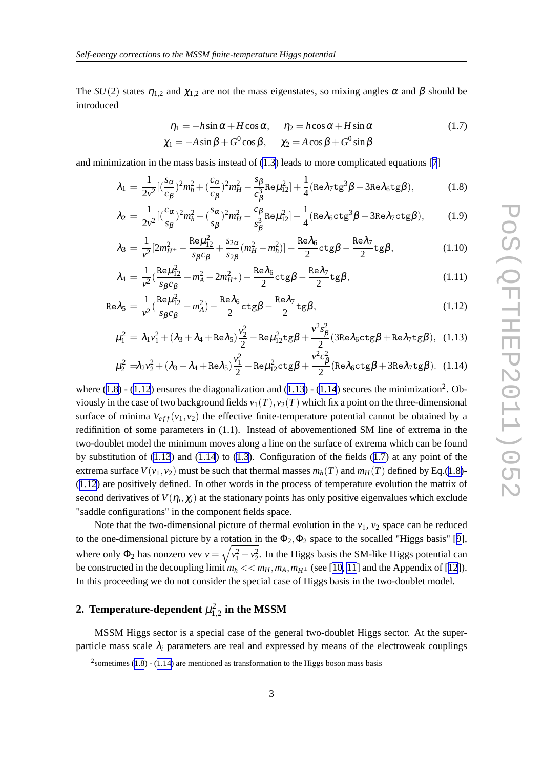The $SU(2)$ states $\eta_{1,2}$ and $\chi_{1,2}$ are not the mass eigenstates, so mixing angles $\alpha$ and $\beta$ should be introduced

$$\eta_1 = -h\sin\alpha + H\cos\alpha, \quad \eta_2 = h\cos\alpha + H\sin\alpha \tag{1.7}$$
$$\chi_1 = -A\sin\beta + G^0\cos\beta, \quad \chi_2 = A\cos\beta + G^0\sin\beta$$

and minimization in the mass basis instead of (1.3) leads to more complicated equations [7]

$$\lambda_1 = \frac{1}{2v^2}[(\frac{s_\alpha}{c_\beta})^2 m_h^2 + (\frac{c_\alpha}{c_\beta})^2 m_H^2 - \frac{s_\beta}{c_\beta^3}\mathrm{Re}\mu_{12}^2] + \frac{1}{4}(\mathrm{Re}\lambda_7\mathrm{tg}^3\beta - 3\mathrm{Re}\lambda_6\mathrm{tg}\beta), \tag{1.8}$$

$$\lambda_2 = \frac{1}{2v^2}[(\frac{c_\alpha}{s_\beta})^2 m_h^2 + (\frac{s_\alpha}{s_\beta})^2 m_H^2 - \frac{c_\beta}{s_\beta^3}\mathrm{Re}\mu_{12}^2] + \frac{1}{4}(\mathrm{Re}\lambda_6\mathrm{ctg}^3\beta - 3\mathrm{Re}\lambda_7\mathrm{ctg}\beta), \tag{1.9}$$

$$\lambda_3 = \frac{1}{v^2}[2m_{H^\pm}^2 - \frac{\mathrm{Re}\mu_{12}^2}{s_\beta c_\beta} + \frac{s_{2\alpha}}{s_{2\beta}}(m_H^2 - m_h^2)] - \frac{\mathrm{Re}\lambda_6}{2}\mathrm{ctg}\beta - \frac{\mathrm{Re}\lambda_7}{2}\mathrm{tg}\beta, \tag{1.10}$$

$$\lambda_4 = \frac{1}{v^2}(\frac{\mathrm{Re}\mu_{12}^2}{s_\beta c_\beta} + m_A^2 - 2m_{H^\pm}^2) - \frac{\mathrm{Re}\lambda_6}{2}\mathrm{ctg}\beta - \frac{\mathrm{Re}\lambda_7}{2}\mathrm{tg}\beta, \tag{1.11}$$

$$\mathrm{Re}\lambda_5 = \frac{1}{v^2}(\frac{\mathrm{Re}\mu_{12}^2}{s_\beta c_\beta} - m_A^2) - \frac{\mathrm{Re}\lambda_6}{2}\mathrm{ctg}\beta - \frac{\mathrm{Re}\lambda_7}{2}\mathrm{tg}\beta, \tag{1.12}$$

$$\mu_1^2 = \lambda_1 v_1^2 + (\lambda_3 + \lambda_4 + \mathrm{Re}\lambda_5)\frac{v_2^2}{2} - \mathrm{Re}\mu_{12}^2\mathrm{tg}\beta + \frac{v^2 s_\beta^2}{2}(3\mathrm{Re}\lambda_6\mathrm{ctg}\beta + \mathrm{Re}\lambda_7\mathrm{tg}\beta), \tag{1.13}$$

$$\mu_2^2 = \lambda_2 v_2^2 + (\lambda_3 + \lambda_4 + \mathrm{Re}\lambda_5)\frac{v_1^2}{2} - \mathrm{Re}\mu_{12}^2\mathrm{ctg}\beta + \frac{v^2 c_\beta^2}{2}(\mathrm{Re}\lambda_6\mathrm{ctg}\beta + 3\mathrm{Re}\lambda_7\mathrm{tg}\beta). \tag{1.14}$$

where (1.8) - (1.12) ensures the diagonalization and (1.13) - (1.14) secures the minimization[2]. Obviously in the case of two background fields $v_1(T), v_2(T)$ which fix a point on the three-dimensional surface of minima $V_{eff}(v_1, v_2)$ the effective finite-temperature potential cannot be obtained by a redifinition of some parameters in (1.1). Instead of abovementioned SM line of extrema in the two-doublet model the minimum moves along a line on the surface of extrema which can be found by substitution of (1.13) and (1.14) to (1.3). Configuration of the fields (1.7) at any point of the extrema surface $V(v_1, v_2)$ must be such that thermal masses $m_h(T)$ and $m_H(T)$ defined by Eq.(1.8)-(1.12) are positively defined. In other words in the process of temperature evolution the matrix of second derivatives of $V(\eta_i, \chi_i)$ at the stationary points has only positive eigenvalues which exclude "saddle configurations" in the component fields space.

Note that the two-dimensional picture of thermal evolution in the $v_1$, $v_2$ space can be reduced to the one-dimensional picture by a rotation in the $\Phi_2, \Phi_2$ space to the socalled "Higgs basis" [9], where only $\Phi_2$ has nonzero vev $v = \sqrt{v_1^2 + v_2^2}$. In the Higgs basis the SM-like Higgs potential can be constructed in the decoupling limit $m_h << m_H, m_A, m_{H^\pm}$ (see [10, 11] and the Appendix of [12]). In this proceeding we do not consider the special case of Higgs basis in the two-doublet model.

## 2. Temperature-dependent $\mu_{1,2}^2$ in the MSSM

MSSM Higgs sector is a special case of the general two-doublet Higgs sector. At the superparticle mass scale $\lambda_i$ parameters are real and expressed by means of the electroweak couplings

[2] sometimes (1.8) - (1.14) are mentioned as transformation to the Higgs boson mass basis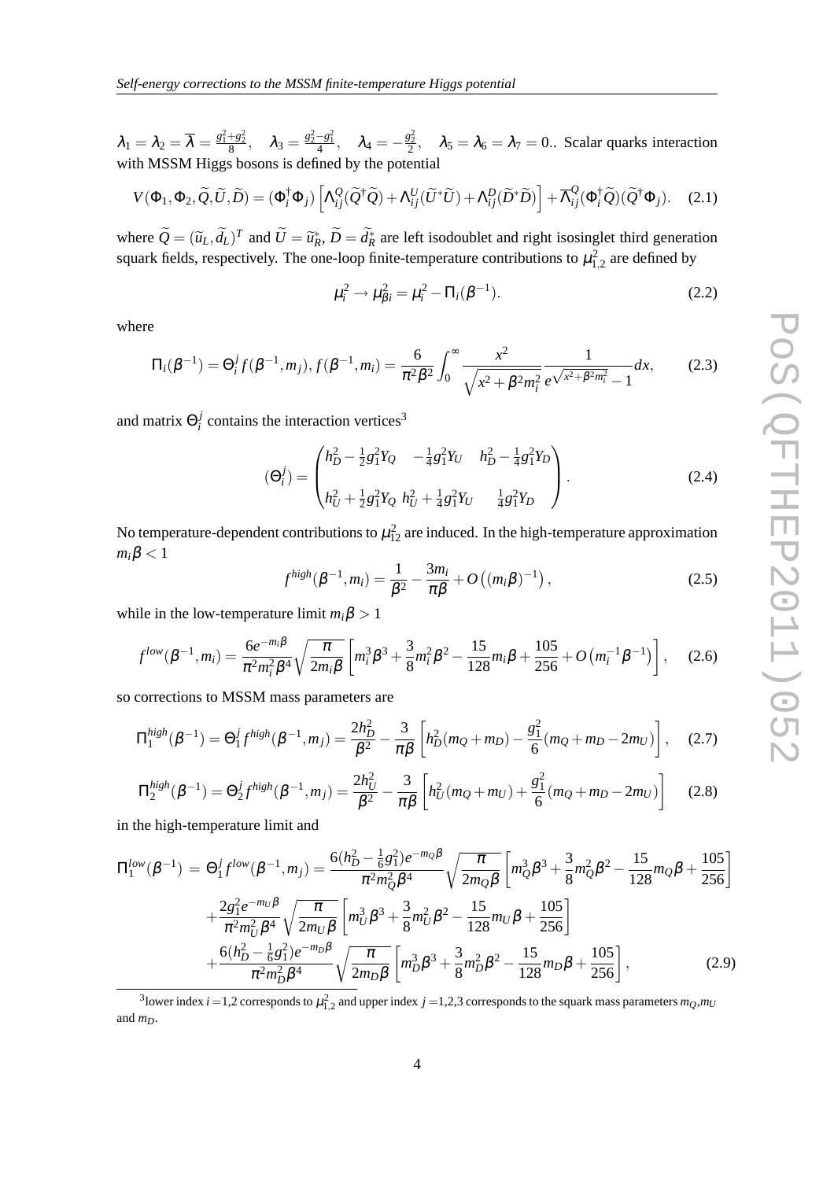$\lambda_1 = \lambda_2 = \overline{\lambda} = \frac{g_1^2+g_2^2}{8}$, $\lambda_3 = \frac{g_2^2-g_1^2}{4}$, $\lambda_4 = -\frac{g_2^2}{2}$, $\lambda_5 = \lambda_6 = \lambda_7 = 0$.. Scalar quarks interaction with MSSM Higgs bosons is defined by the potential

$$V(\Phi_1,\Phi_2,\widetilde{Q},\widetilde{U},\widetilde{D}) = (\Phi_i^\dagger \Phi_j)\left[\Lambda_{ij}^Q(\widetilde{Q}^\dagger\widetilde{Q}) + \Lambda_{ij}^U(\widetilde{U}^*\widetilde{U}) + \Lambda_{ij}^D(\widetilde{D}^*\widetilde{D})\right] + \overline{\Lambda}_{ij}^Q(\Phi_i^\dagger\widetilde{Q})(\widetilde{Q}^\dagger\Phi_j). \quad (2.1)$$

where $\widetilde{Q} = (\widetilde{u}_L,\widetilde{d}_L)^T$ and $\widetilde{U} = \widetilde{u}_R^*$, $\widetilde{D} = \widetilde{d}_R^*$ are left isodoublet and right isosinglet third generation squark fields, respectively. The one-loop finite-temperature contributions to $\mu_{1,2}^2$ are defined by

$$\mu_i^2 \to \mu_{\beta i}^2 = \mu_i^2 - \Pi_i(\beta^{-1}). \quad (2.2)$$

where

$$\Pi_i(\beta^{-1}) = \Theta_i^j f(\beta^{-1},m_j),\, f(\beta^{-1},m_i) = \frac{6}{\pi^2\beta^2}\int_0^\infty \frac{x^2}{\sqrt{x^2+\beta^2 m_i^2}}\frac{1}{e^{\sqrt{x^2+\beta^2 m_i^2}}-1}dx, \quad (2.3)$$

and matrix $\Theta_i^j$ contains the interaction vertices[3]

$$(\Theta_i^j) = \begin{pmatrix} h_D^2 - \frac{1}{2}g_1^2 Y_Q & -\frac{1}{4}g_1^2 Y_U & h_D^2 - \frac{1}{4}g_1^2 Y_D \\ & & \\ h_U^2 + \frac{1}{2}g_1^2 Y_Q & h_U^2 + \frac{1}{4}g_1^2 Y_U & \frac{1}{4}g_1^2 Y_D \end{pmatrix}. \quad (2.4)$$

No temperature-dependent contributions to $\mu_{12}^2$ are induced. In the high-temperature approximation $m_i\beta < 1$

$$f^{high}(\beta^{-1},m_i) = \frac{1}{\beta^2} - \frac{3m_i}{\pi\beta} + O\left((m_i\beta)^{-1}\right), \quad (2.5)$$

while in the low-temperature limit $m_i\beta > 1$

$$f^{low}(\beta^{-1},m_i) = \frac{6e^{-m_i\beta}}{\pi^2 m_i^2\beta^4}\sqrt{\frac{\pi}{2m_i\beta}}\left[m_i^3\beta^3 + \frac{3}{8}m_i^2\beta^2 - \frac{15}{128}m_i\beta + \frac{105}{256} + O\left(m_i^{-1}\beta^{-1}\right)\right], \quad (2.6)$$

so corrections to MSSM mass parameters are

$$\Pi_1^{high}(\beta^{-1}) = \Theta_1^j f^{high}(\beta^{-1},m_j) = \frac{2h_D^2}{\beta^2} - \frac{3}{\pi\beta}\left[h_D^2(m_Q+m_D) - \frac{g_1^2}{6}(m_Q+m_D-2m_U)\right], \quad (2.7)$$

$$\Pi_2^{high}(\beta^{-1}) = \Theta_2^j f^{high}(\beta^{-1},m_j) = \frac{2h_U^2}{\beta^2} - \frac{3}{\pi\beta}\left[h_U^2(m_Q+m_U) + \frac{g_1^2}{6}(m_Q+m_D-2m_U)\right] \quad (2.8)$$

in the high-temperature limit and

$$\begin{aligned}\Pi_1^{low}(\beta^{-1}) \;=\; \Theta_1^j f^{low}(\beta^{-1},m_j) &= \frac{6(h_D^2-\frac{1}{6}g_1^2)e^{-m_Q\beta}}{\pi^2 m_Q^2\beta^4}\sqrt{\frac{\pi}{2m_Q\beta}}\left[m_Q^3\beta^3 + \frac{3}{8}m_Q^2\beta^2 - \frac{15}{128}m_Q\beta + \frac{105}{256}\right] \\ &+ \frac{2g_1^2 e^{-m_U\beta}}{\pi^2 m_U^2\beta^4}\sqrt{\frac{\pi}{2m_U\beta}}\left[m_U^3\beta^3 + \frac{3}{8}m_U^2\beta^2 - \frac{15}{128}m_U\beta + \frac{105}{256}\right] \\ &+ \frac{6(h_D^2-\frac{1}{6}g_1^2)e^{-m_D\beta}}{\pi^2 m_D^2\beta^4}\sqrt{\frac{\pi}{2m_D\beta}}\left[m_D^3\beta^3 + \frac{3}{8}m_D^2\beta^2 - \frac{15}{128}m_D\beta + \frac{105}{256}\right], \end{aligned} \quad (2.9)$$

---

[3] lower index $i=1,2$ corresponds to $\mu_{1,2}^2$ and upper index $j=1,2,3$ corresponds to the squark mass parameters $m_Q$, $m_U$ and $m_D$.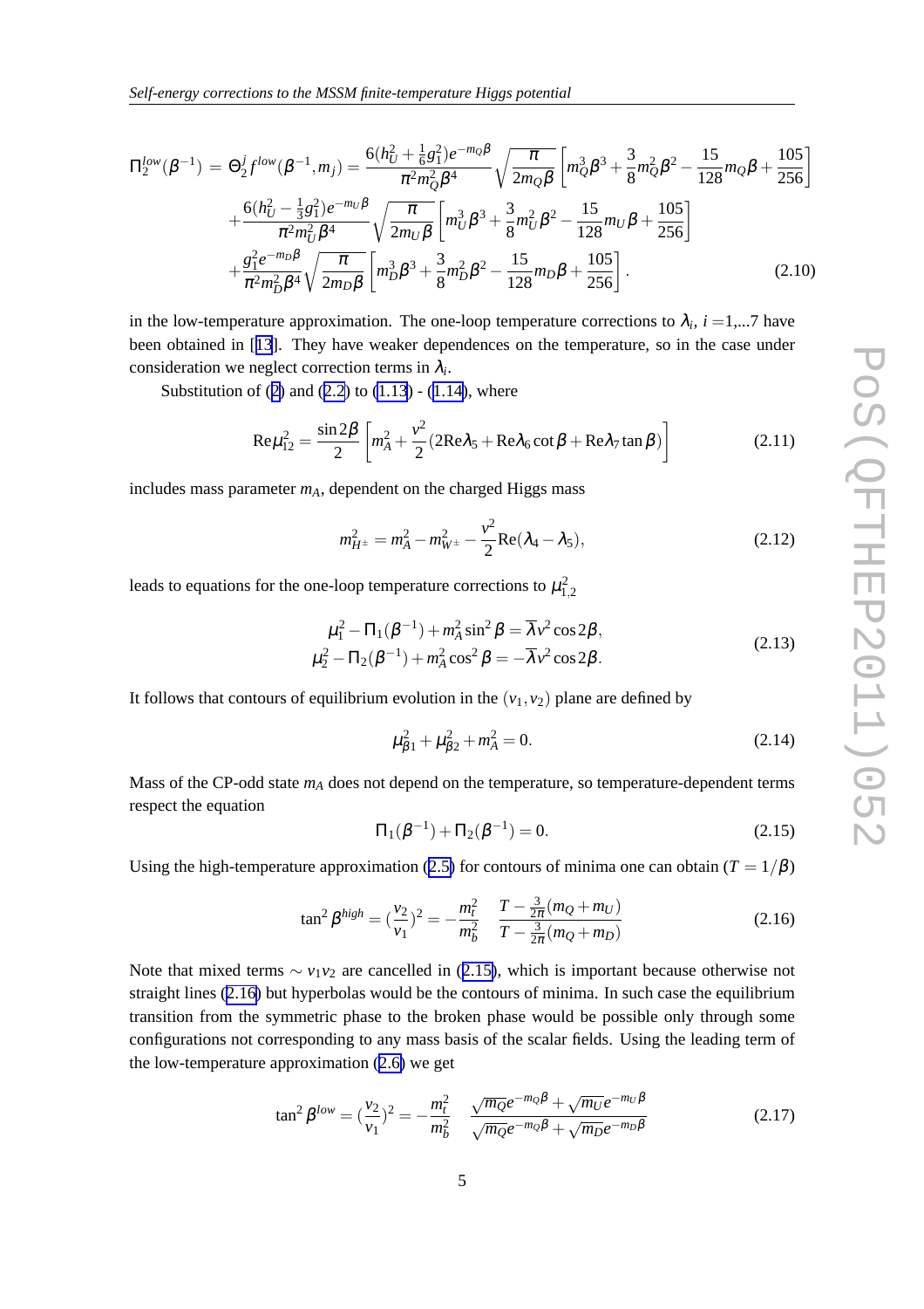$$
\begin{aligned}
\Pi_2^{low}(\beta^{-1}) &= \Theta_2^j f^{low}(\beta^{-1}, m_j) = \frac{6(h_U^2 + \frac{1}{6}g_1^2)e^{-m_Q\beta}}{\pi^2 m_Q^2 \beta^4}\sqrt{\frac{\pi}{2m_Q\beta}}\left[m_Q^3\beta^3 + \frac{3}{8}m_Q^2\beta^2 - \frac{15}{128}m_Q\beta + \frac{105}{256}\right] \\
&+ \frac{6(h_U^2 - \frac{1}{3}g_1^2)e^{-m_U\beta}}{\pi^2 m_U^2 \beta^4}\sqrt{\frac{\pi}{2m_U\beta}}\left[m_U^3\beta^3 + \frac{3}{8}m_U^2\beta^2 - \frac{15}{128}m_U\beta + \frac{105}{256}\right] \\
&+ \frac{g_1^2 e^{-m_D\beta}}{\pi^2 m_D^2 \beta^4}\sqrt{\frac{\pi}{2m_D\beta}}\left[m_D^3\beta^3 + \frac{3}{8}m_D^2\beta^2 - \frac{15}{128}m_D\beta + \frac{105}{256}\right]. \qquad (2.10)
\end{aligned}
$$

in the low-temperature approximation. The one-loop temperature corrections to $\lambda_i$, $i = 1,...7$ have been obtained in [13]. They have weaker dependences on the temperature, so in the case under consideration we neglect correction terms in $\lambda_i$.

Substitution of (2) and (2.2) to (1.13) - (1.14), where

$$
\mathrm{Re}\mu_{12}^2 = \frac{\sin 2\beta}{2}\left[m_A^2 + \frac{v^2}{2}(2\mathrm{Re}\lambda_5 + \mathrm{Re}\lambda_6 \cot\beta + \mathrm{Re}\lambda_7 \tan\beta)\right] \qquad (2.11)
$$

includes mass parameter $m_A$, dependent on the charged Higgs mass

$$
m_{H^\pm}^2 = m_A^2 - m_{W^\pm}^2 - \frac{v^2}{2}\mathrm{Re}(\lambda_4 - \lambda_5), \qquad (2.12)
$$

leads to equations for the one-loop temperature corrections to $\mu_{1,2}^2$

$$
\begin{aligned}
\mu_1^2 - \Pi_1(\beta^{-1}) + m_A^2 \sin^2\beta &= \overline{\lambda} v^2 \cos 2\beta, \\
\mu_2^2 - \Pi_2(\beta^{-1}) + m_A^2 \cos^2\beta &= -\overline{\lambda} v^2 \cos 2\beta.
\end{aligned} \qquad (2.13)
$$

It follows that contours of equilibrium evolution in the $(v_1, v_2)$ plane are defined by

$$
\mu_{\beta 1}^2 + \mu_{\beta 2}^2 + m_A^2 = 0. \qquad (2.14)
$$

Mass of the CP-odd state $m_A$ does not depend on the temperature, so temperature-dependent terms respect the equation

$$
\Pi_1(\beta^{-1}) + \Pi_2(\beta^{-1}) = 0. \qquad (2.15)
$$

Using the high-temperature approximation (2.5) for contours of minima one can obtain ($T = 1/\beta$)

$$
\tan^2\beta^{high} = (\frac{v_2}{v_1})^2 = -\frac{m_t^2}{m_b^2} \quad \frac{T - \frac{3}{2\pi}(m_Q + m_U)}{T - \frac{3}{2\pi}(m_Q + m_D)} \qquad (2.16)
$$

Note that mixed terms $\sim v_1 v_2$ are cancelled in (2.15), which is important because otherwise not straight lines (2.16) but hyperbolas would be the contours of minima. In such case the equilibrium transition from the symmetric phase to the broken phase would be possible only through some configurations not corresponding to any mass basis of the scalar fields. Using the leading term of the low-temperature approximation (2.6) we get

$$
\tan^2\beta^{low} = (\frac{v_2}{v_1})^2 = -\frac{m_t^2}{m_b^2} \quad \frac{\sqrt{m_Q}e^{-m_Q\beta} + \sqrt{m_U}e^{-m_U\beta}}{\sqrt{m_Q}e^{-m_Q\beta} + \sqrt{m_D}e^{-m_D\beta}} \qquad (2.17)
$$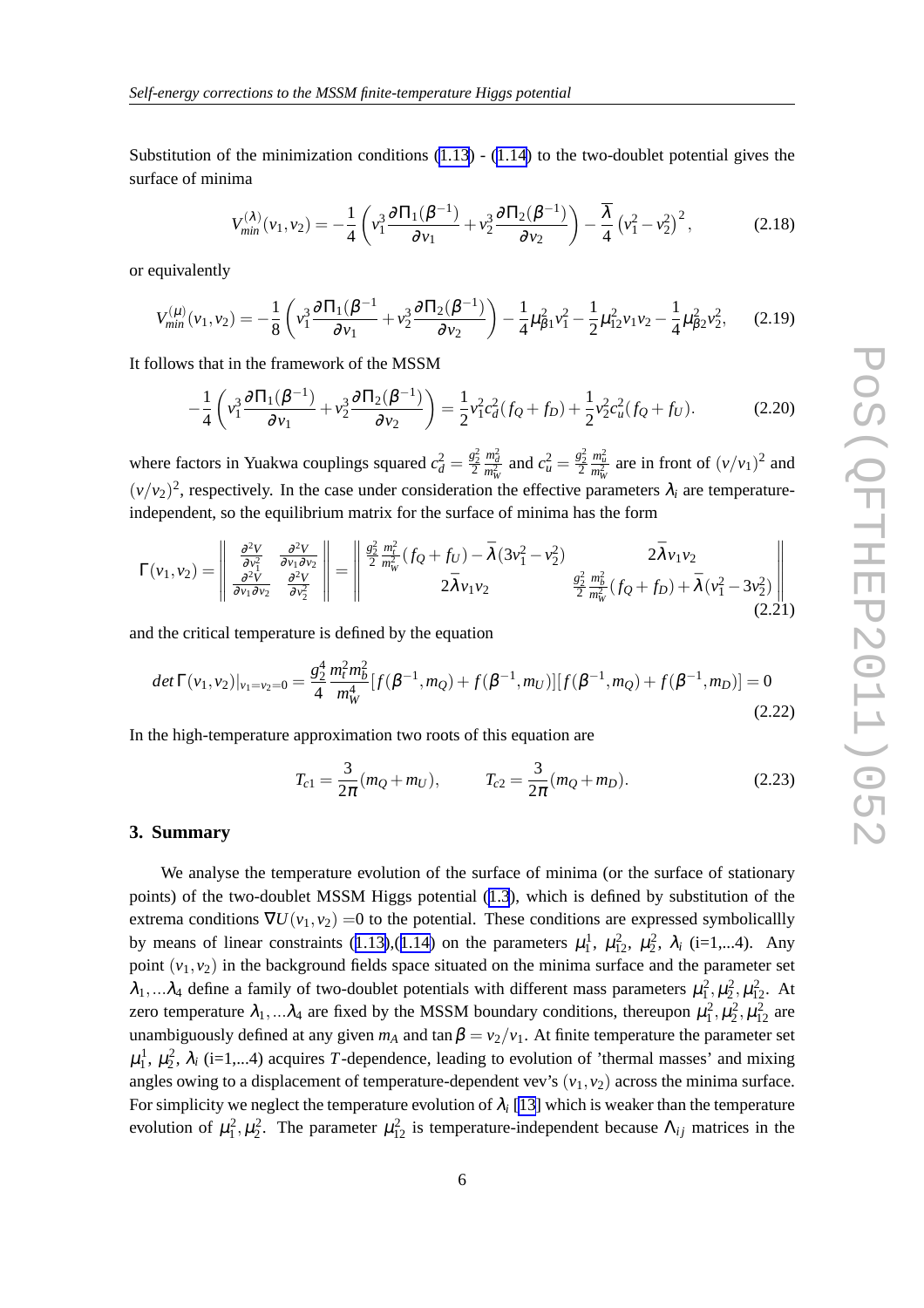Substitution of the minimization conditions (1.13) - (1.14) to the two-doublet potential gives the surface of minima

$$V^{(\lambda)}_{min}(v_1,v_2) = -\frac{1}{4}\left(v_1^3\frac{\partial\Pi_1(\beta^{-1})}{\partial v_1} + v_2^3\frac{\partial\Pi_2(\beta^{-1})}{\partial v_2}\right) - \frac{\overline{\lambda}}{4}\left(v_1^2 - v_2^2\right)^2, \tag{2.18}$$

or equivalently

$$V^{(\mu)}_{min}(v_1,v_2) = -\frac{1}{8}\left(v_1^3\frac{\partial\Pi_1(\beta^{-1}}{\partial v_1} + v_2^3\frac{\partial\Pi_2(\beta^{-1})}{\partial v_2}\right) - \frac{1}{4}\mu^2_{\beta 1}v_1^2 - \frac{1}{2}\mu^2_{12}v_1v_2 - \frac{1}{4}\mu^2_{\beta 2}v_2^2, \tag{2.19}$$

It follows that in the framework of the MSSM

$$-\frac{1}{4}\left(v_1^3\frac{\partial\Pi_1(\beta^{-1})}{\partial v_1} + v_2^3\frac{\partial\Pi_2(\beta^{-1})}{\partial v_2}\right) = \frac{1}{2}v_1^2c_d^2(f_Q + f_D) + \frac{1}{2}v_2^2c_u^2(f_Q + f_U). \tag{2.20}$$

where factors in Yuakwa couplings squared $c_d^2 = \frac{g_2^2}{2}\frac{m_d^2}{m_W^2}$ and $c_u^2 = \frac{g_2^2}{2}\frac{m_u^2}{m_W^2}$ are in front of $(v/v_1)^2$ and $(v/v_2)^2$, respectively. In the case under consideration the effective parameters $\lambda_i$ are temperature-independent, so the equilibrium matrix for the surface of minima has the form

$$\Gamma(v_1,v_2) = \begin{Vmatrix} \frac{\partial^2 V}{\partial v_1^2} & \frac{\partial^2 V}{\partial v_1 \partial v_2} \\ \frac{\partial^2 V}{\partial v_1 \partial v_2} & \frac{\partial^2 V}{\partial v_2^2} \end{Vmatrix} = \begin{Vmatrix} \frac{g_2^2}{2}\frac{m_t^2}{m_W^2}(f_Q + f_U) - \overline{\lambda}(3v_1^2 - v_2^2) & 2\overline{\lambda}v_1v_2 \\ 2\overline{\lambda}v_1v_2 & \frac{g_2^2}{2}\frac{m_b^2}{m_W^2}(f_Q + f_D) + \overline{\lambda}(v_1^2 - 3v_2^2) \end{Vmatrix} \tag{2.21}$$

and the critical temperature is defined by the equation

$$det\,\Gamma(v_1,v_2)|_{v_1=v_2=0} = \frac{g_2^4}{4}\frac{m_t^2 m_b^2}{m_W^4}[f(\beta^{-1},m_Q) + f(\beta^{-1},m_U)][f(\beta^{-1},m_Q) + f(\beta^{-1},m_D)] = 0 \tag{2.22}$$

In the high-temperature approximation two roots of this equation are

$$T_{c1} = \frac{3}{2\pi}(m_Q + m_U), \qquad T_{c2} = \frac{3}{2\pi}(m_Q + m_D). \tag{2.23}$$

## 3. Summary

We analyse the temperature evolution of the surface of minima (or the surface of stationary points) of the two-doublet MSSM Higgs potential (1.3), which is defined by substitution of the extrema conditions $\nabla U(v_1,v_2) = 0$ to the potential. These conditions are expressed symbolicallly by means of linear constraints (1.13),(1.14) on the parameters $\mu_1^1$, $\mu_{12}^2$, $\mu_2^2$, $\lambda_i$ (i=1,...4). Any point $(v_1,v_2)$ in the background fields space situated on the minima surface and the parameter set $\lambda_1,...\lambda_4$ define a family of two-doublet potentials with different mass parameters $\mu_1^2, \mu_2^2, \mu_{12}^2$. At zero temperature $\lambda_1,...\lambda_4$ are fixed by the MSSM boundary conditions, thereupon $\mu_1^2, \mu_2^2, \mu_{12}^2$ are unambiguously defined at any given $m_A$ and $\tan\beta = v_2/v_1$. At finite temperature the parameter set $\mu_1^1$, $\mu_2^2$, $\lambda_i$ (i=1,...4) acquires $T$-dependence, leading to evolution of 'thermal masses' and mixing angles owing to a displacement of temperature-dependent vev's $(v_1,v_2)$ across the minima surface. For simplicity we neglect the temperature evolution of $\lambda_i$ [13] which is weaker than the temperature evolution of $\mu_1^2, \mu_2^2$. The parameter $\mu_{12}^2$ is temperature-independent because $\Lambda_{ij}$ matrices in the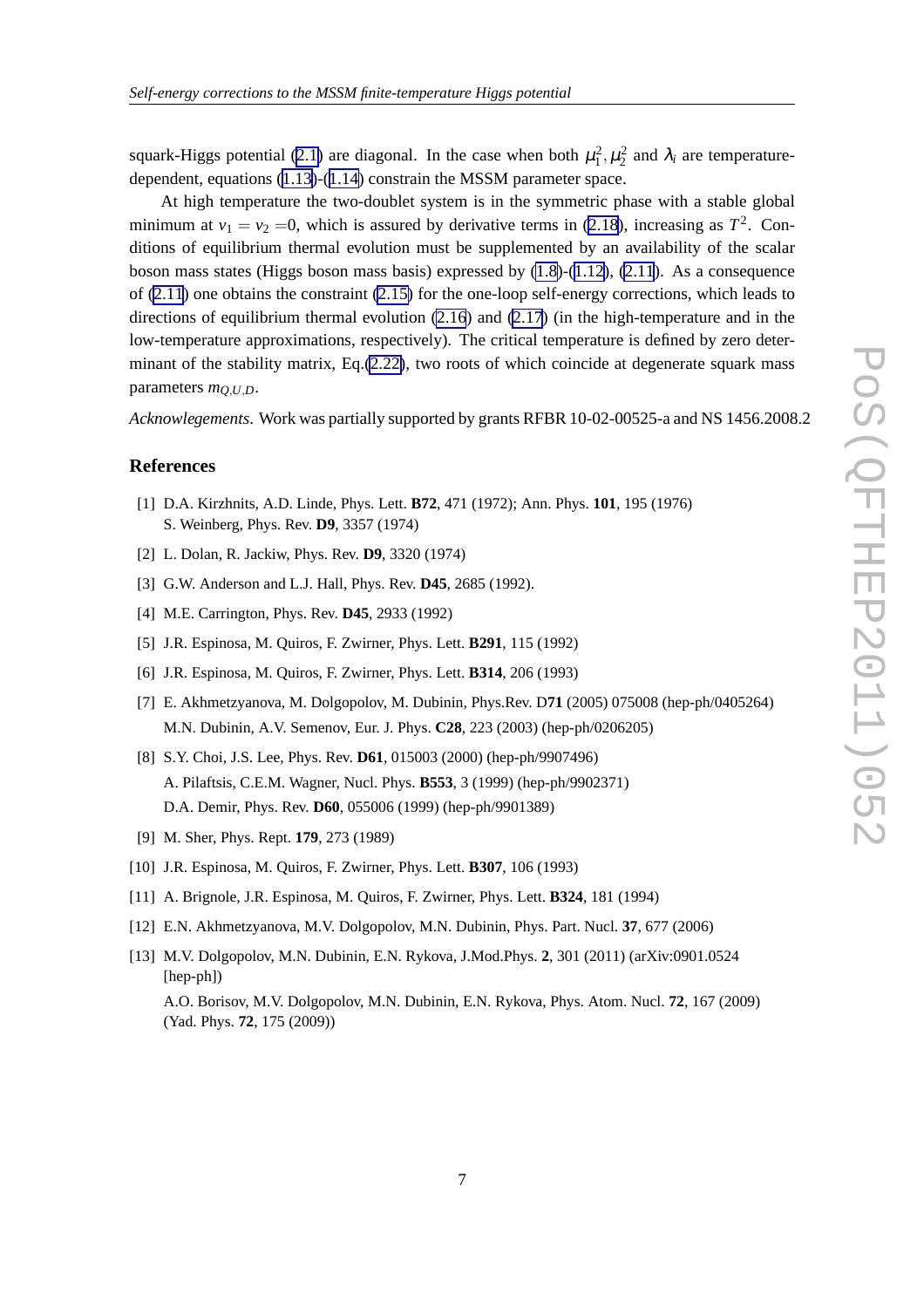squark-Higgs potential (2.1) are diagonal. In the case when both $\mu_1^2, \mu_2^2$ and $\lambda_i$ are temperature-dependent, equations (1.13)-(1.14) constrain the MSSM parameter space.

At high temperature the two-doublet system is in the symmetric phase with a stable global minimum at $v_1 = v_2 = 0$, which is assured by derivative terms in (2.18), increasing as $T^2$. Conditions of equilibrium thermal evolution must be supplemented by an availability of the scalar boson mass states (Higgs boson mass basis) expressed by (1.8)-(1.12), (2.11). As a consequence of (2.11) one obtains the constraint (2.15) for the one-loop self-energy corrections, which leads to directions of equilibrium thermal evolution (2.16) and (2.17) (in the high-temperature and in the low-temperature approximations, respectively). The critical temperature is defined by zero determinant of the stability matrix, Eq.(2.22), two roots of which coincide at degenerate squark mass parameters $m_{Q,U,D}$.

*Acknowlegements*. Work was partially supported by grants RFBR 10-02-00525-a and NS 1456.2008.2

## References

[1] D.A. Kirzhnits, A.D. Linde, Phys. Lett. **B72**, 471 (1972); Ann. Phys. **101**, 195 (1976)
S. Weinberg, Phys. Rev. **D9**, 3357 (1974)

[2] L. Dolan, R. Jackiw, Phys. Rev. **D9**, 3320 (1974)

[3] G.W. Anderson and L.J. Hall, Phys. Rev. **D45**, 2685 (1992).

[4] M.E. Carrington, Phys. Rev. **D45**, 2933 (1992)

[5] J.R. Espinosa, M. Quiros, F. Zwirner, Phys. Lett. **B291**, 115 (1992)

[6] J.R. Espinosa, M. Quiros, F. Zwirner, Phys. Lett. **B314**, 206 (1993)

[7] E. Akhmetzyanova, M. Dolgopolov, M. Dubinin, Phys.Rev. D**71** (2005) 075008 (hep-ph/0405264)
M.N. Dubinin, A.V. Semenov, Eur. J. Phys. **C28**, 223 (2003) (hep-ph/0206205)

[8] S.Y. Choi, J.S. Lee, Phys. Rev. **D61**, 015003 (2000) (hep-ph/9907496)
A. Pilaftsis, C.E.M. Wagner, Nucl. Phys. **B553**, 3 (1999) (hep-ph/9902371)
D.A. Demir, Phys. Rev. **D60**, 055006 (1999) (hep-ph/9901389)

[9] M. Sher, Phys. Rept. **179**, 273 (1989)

[10] J.R. Espinosa, M. Quiros, F. Zwirner, Phys. Lett. **B307**, 106 (1993)

[11] A. Brignole, J.R. Espinosa, M. Quiros, F. Zwirner, Phys. Lett. **B324**, 181 (1994)

[12] E.N. Akhmetzyanova, M.V. Dolgopolov, M.N. Dubinin, Phys. Part. Nucl. **37**, 677 (2006)

[13] M.V. Dolgopolov, M.N. Dubinin, E.N. Rykova, J.Mod.Phys. **2**, 301 (2011) (arXiv:0901.0524 [hep-ph])
A.O. Borisov, M.V. Dolgopolov, M.N. Dubinin, E.N. Rykova, Phys. Atom. Nucl. **72**, 167 (2009) (Yad. Phys. **72**, 175 (2009))